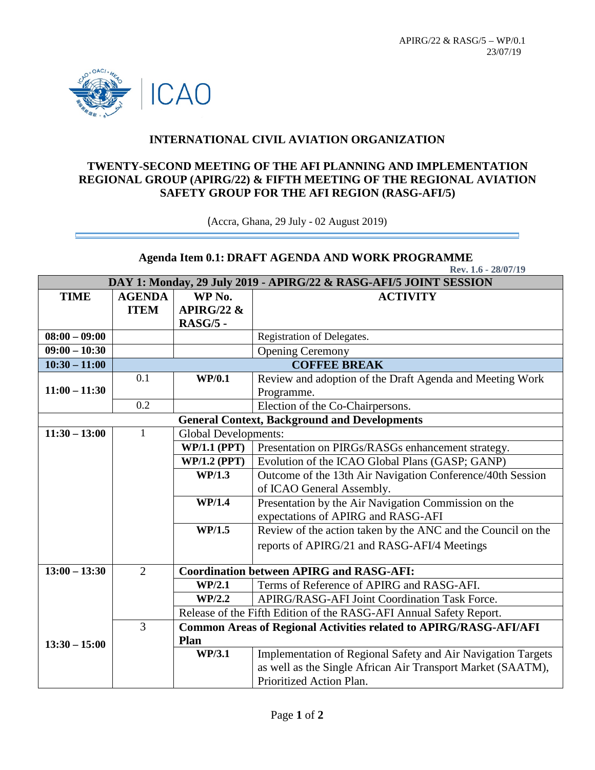APIRG/22 & RASG/5 – WP/0.1
23/07/19

**INTERNATIONAL CIVIL AVIATION ORGANIZATION**

**TWENTY-SECOND MEETING OF THE AFI PLANNING AND IMPLEMENTATION REGIONAL GROUP (APIRG/22) & FIFTH MEETING OF THE REGIONAL AVIATION SAFETY GROUP FOR THE AFI REGION (RASG-AFI/5)**

(Accra, Ghana, 29 July - 02 August 2019)

## Agenda Item 0.1: DRAFT AGENDA AND WORK PROGRAMME

**Rev. 1.6 - 28/07/19**

| **DAY 1: Monday, 29 July 2019 - APIRG/22 & RASG-AFI/5 JOINT SESSION** | | | |
|---|---|---|---|
| **TIME** | **AGENDA ITEM** | **WP No. APIRG/22 & RASG/5 -** | **ACTIVITY** |
| **08:00 – 09:00** | | | Registration of Delegates. |
| **09:00 – 10:30** | | | Opening Ceremony |
| **10:30 – 11:00** | **COFFEE BREAK** | | |
| **11:00 – 11:30** | 0.1 | **WP/0.1** | Review and adoption of the Draft Agenda and Meeting Work Programme. |
| | 0.2 | | Election of the Co-Chairpersons. |
| **General Context, Background and Developments** | | | |
| **11:30 – 13:00** | 1 | Global Developments: | |
| | | **WP/1.1 (PPT)** | Presentation on PIRGs/RASGs enhancement strategy. |
| | | **WP/1.2 (PPT)** | Evolution of the ICAO Global Plans (GASP; GANP) |
| | | **WP/1.3** | Outcome of the 13th Air Navigation Conference/40th Session of ICAO General Assembly. |
| | | **WP/1.4** | Presentation by the Air Navigation Commission on the expectations of APIRG and RASG-AFI |
| | | **WP/1.5** | Review of the action taken by the ANC and the Council on the reports of APIRG/21 and RASG-AFI/4 Meetings |
| **13:00 – 13:30** | 2 | **Coordination between APIRG and RASG-AFI:** | |
| | | **WP/2.1** | Terms of Reference of APIRG and RASG-AFI. |
| | | **WP/2.2** | APIRG/RASG-AFI Joint Coordination Task Force. |
| | | Release of the Fifth Edition of the RASG-AFI Annual Safety Report. | |
| **13:30 – 15:00** | 3 | **Common Areas of Regional Activities related to APIRG/RASG-AFI/AFI Plan** | |
| | | **WP/3.1** | Implementation of Regional Safety and Air Navigation Targets as well as the Single African Air Transport Market (SAATM), Prioritized Action Plan. |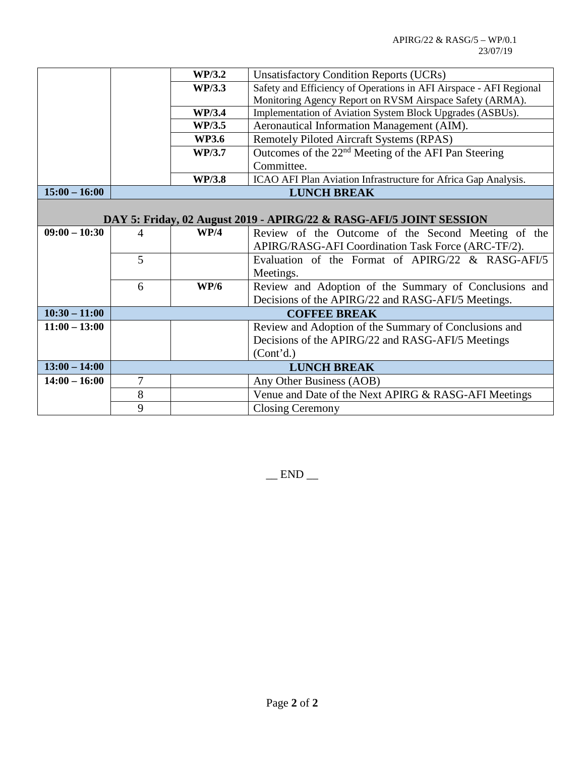| | | | |
|---|---|---|---|
| | | **WP/3.2** | Unsatisfactory Condition Reports (UCRs) |
| | | **WP/3.3** | Safety and Efficiency of Operations in AFI Airspace - AFI Regional Monitoring Agency Report on RVSM Airspace Safety (ARMA). |
| | | **WP/3.4** | Implementation of Aviation System Block Upgrades (ASBUs). |
| | | **WP/3.5** | Aeronautical Information Management (AIM). |
| | | **WP3.6** | Remotely Piloted Aircraft Systems (RPAS) |
| | | **WP/3.7** | Outcomes of the 22nd Meeting of the AFI Pan Steering Committee. |
| | | **WP/3.8** | ICAO AFI Plan Aviation Infrastructure for Africa Gap Analysis. |
| **15:00 – 16:00** | **LUNCH BREAK** | | |
| **DAY 5: Friday, 02 August 2019 - APIRG/22 & RASG-AFI/5 JOINT SESSION** | | | |
| **09:00 – 10:30** | 4 | **WP/4** | Review of the Outcome of the Second Meeting of the APIRG/RASG-AFI Coordination Task Force (ARC-TF/2). |
| | 5 | | Evaluation of the Format of APIRG/22 & RASG-AFI/5 Meetings. |
| | 6 | **WP/6** | Review and Adoption of the Summary of Conclusions and Decisions of the APIRG/22 and RASG-AFI/5 Meetings. |
| **10:30 – 11:00** | **COFFEE BREAK** | | |
| **11:00 – 13:00** | | | Review and Adoption of the Summary of Conclusions and Decisions of the APIRG/22 and RASG-AFI/5 Meetings (Cont'd.) |
| **13:00 – 14:00** | **LUNCH BREAK** | | |
| **14:00 – 16:00** | 7 | | Any Other Business (AOB) |
| | 8 | | Venue and Date of the Next APIRG & RASG-AFI Meetings |
| | 9 | | Closing Ceremony |

__ END __